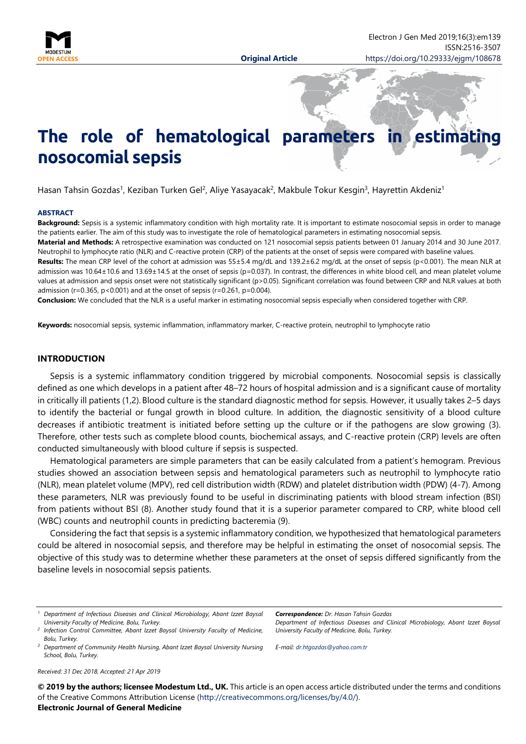**Original Article**

# The role of hematological parameters in estimating nosocomial sepsis

Hasan Tahsin Gozdas[1], Keziban Turken Gel[2], Aliye Yasayacak[2], Makbule Tokur Kesgin[3], Hayrettin Akdeniz[1]

### ABSTRACT

**Background:** Sepsis is a systemic inflammatory condition with high mortality rate. It is important to estimate nosocomial sepsis in order to manage the patients earlier. The aim of this study was to investigate the role of hematological parameters in estimating nosocomial sepsis.

**Material and Methods:** A retrospective examination was conducted on 121 nosocomial sepsis patients between 01 January 2014 and 30 June 2017. Neutrophil to lymphocyte ratio (NLR) and C-reactive protein (CRP) of the patients at the onset of sepsis were compared with baseline values.

**Results:** The mean CRP level of the cohort at admission was 55±5.4 mg/dL and 139.2±6.2 mg/dL at the onset of sepsis ($p<0.001$). The mean NLR at admission was 10.64±10.6 and 13.69±14.5 at the onset of sepsis ($p=0.037$). In contrast, the differences in white blood cell, and mean platelet volume values at admission and sepsis onset were not statistically significant ($p>0.05$). Significant correlation was found between CRP and NLR values at both admission ($r=0.365$, $p<0.001$) and at the onset of sepsis ($r=0.261$, $p=0.004$).

**Conclusion:** We concluded that the NLR is a useful marker in estimating nosocomial sepsis especially when considered together with CRP.

**Keywords:** nosocomial sepsis, systemic inflammation, inflammatory marker, C-reactive protein, neutrophil to lymphocyte ratio

## INTRODUCTION

Sepsis is a systemic inflammatory condition triggered by microbial components. Nosocomial sepsis is classically defined as one which develops in a patient after 48–72 hours of hospital admission and is a significant cause of mortality in critically ill patients (1,2). Blood culture is the standard diagnostic method for sepsis. However, it usually takes 2–5 days to identify the bacterial or fungal growth in blood culture. In addition, the diagnostic sensitivity of a blood culture decreases if antibiotic treatment is initiated before setting up the culture or if the pathogens are slow growing (3). Therefore, other tests such as complete blood counts, biochemical assays, and C-reactive protein (CRP) levels are often conducted simultaneously with blood culture if sepsis is suspected.

Hematological parameters are simple parameters that can be easily calculated from a patient's hemogram. Previous studies showed an association between sepsis and hematological parameters such as neutrophil to lymphocyte ratio (NLR), mean platelet volume (MPV), red cell distribution width (RDW) and platelet distribution width (PDW) (4-7). Among these parameters, NLR was previously found to be useful in discriminating patients with blood stream infection (BSI) from patients without BSI (8). Another study found that it is a superior parameter compared to CRP, white blood cell (WBC) counts and neutrophil counts in predicting bacteremia (9).

Considering the fact that sepsis is a systemic inflammatory condition, we hypothesized that hematological parameters could be altered in nosocomial sepsis, and therefore may be helpful in estimating the onset of nosocomial sepsis. The objective of this study was to determine whether these parameters at the onset of sepsis differed significantly from the baseline levels in nosocomial sepsis patients.

---

[1] *Department of Infectious Diseases and Clinical Microbiology, Abant Izzet Baysal University Faculty of Medicine, Bolu, Turkey.*
[2] *Infection Control Committee, Abant Izzet Baysal University Faculty of Medicine, Bolu, Turkey.*
[3] *Department of Community Health Nursing, Abant Izzet Baysal University Nursing School, Bolu, Turkey.*

***Correspondence:*** *Dr. Hasan Tahsin Gozdas*
*Department of Infectious Diseases and Clinical Microbiology, Abant Izzet Baysal University Faculty of Medicine, Bolu, Turkey.*

*E-mail: dr.htgozdas@yahoo.com.tr*

*Received: 31 Dec 2018, Accepted: 21 Apr 2019*

**© 2019 by the authors; licensee Modestum Ltd., UK.** This article is an open access article distributed under the terms and conditions of the Creative Commons Attribution License (http://creativecommons.org/licenses/by/4.0/).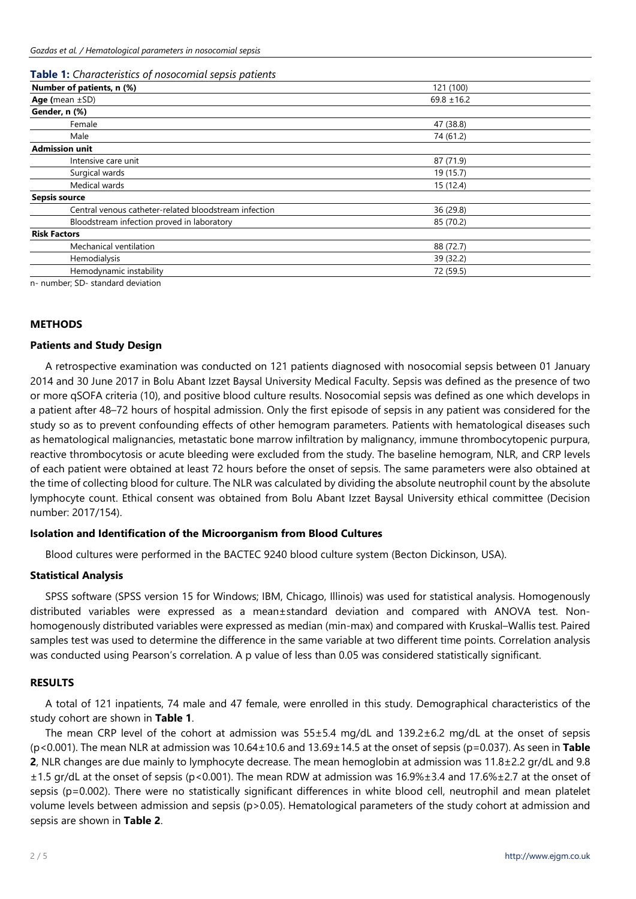**Table 1:** *Characteristics of nosocomial sepsis patients*

| | |
|---|---|
| **Number of patients, n (%)** | 121 (100) |
| **Age (**mean ±SD) | 69.8 ±16.2 |
| **Gender, n (%)** | |
| Female | 47 (38.8) |
| Male | 74 (61.2) |
| **Admission unit** | |
| Intensive care unit | 87 (71.9) |
| Surgical wards | 19 (15.7) |
| Medical wards | 15 (12.4) |
| **Sepsis source** | |
| Central venous catheter-related bloodstream infection | 36 (29.8) |
| Bloodstream infection proved in laboratory | 85 (70.2) |
| **Risk Factors** | |
| Mechanical ventilation | 88 (72.7) |
| Hemodialysis | 39 (32.2) |
| Hemodynamic instability | 72 (59.5) |

n- number; SD- standard deviation

## METHODS

### Patients and Study Design

A retrospective examination was conducted on 121 patients diagnosed with nosocomial sepsis between 01 January 2014 and 30 June 2017 in Bolu Abant Izzet Baysal University Medical Faculty. Sepsis was defined as the presence of two or more qSOFA criteria (10), and positive blood culture results. Nosocomial sepsis was defined as one which develops in a patient after 48–72 hours of hospital admission. Only the first episode of sepsis in any patient was considered for the study so as to prevent confounding effects of other hemogram parameters. Patients with hematological diseases such as hematological malignancies, metastatic bone marrow infiltration by malignancy, immune thrombocytopenic purpura, reactive thrombocytosis or acute bleeding were excluded from the study. The baseline hemogram, NLR, and CRP levels of each patient were obtained at least 72 hours before the onset of sepsis. The same parameters were also obtained at the time of collecting blood for culture. The NLR was calculated by dividing the absolute neutrophil count by the absolute lymphocyte count. Ethical consent was obtained from Bolu Abant Izzet Baysal University ethical committee (Decision number: 2017/154).

### Isolation and Identification of the Microorganism from Blood Cultures

Blood cultures were performed in the BACTEC 9240 blood culture system (Becton Dickinson, USA).

### Statistical Analysis

SPSS software (SPSS version 15 for Windows; IBM, Chicago, Illinois) was used for statistical analysis. Homogenously distributed variables were expressed as a mean±standard deviation and compared with ANOVA test. Non-homogenously distributed variables were expressed as median (min-max) and compared with Kruskal–Wallis test. Paired samples test was used to determine the difference in the same variable at two different time points. Correlation analysis was conducted using Pearson's correlation. A p value of less than 0.05 was considered statistically significant.

## RESULTS

A total of 121 inpatients, 74 male and 47 female, were enrolled in this study. Demographical characteristics of the study cohort are shown in **Table 1**.

The mean CRP level of the cohort at admission was 55±5.4 mg/dL and 139.2±6.2 mg/dL at the onset of sepsis ($p<0.001$). The mean NLR at admission was 10.64±10.6 and 13.69±14.5 at the onset of sepsis ($p=0.037$). As seen in **Table 2**, NLR changes are due mainly to lymphocyte decrease. The mean hemoglobin at admission was 11.8±2.2 gr/dL and 9.8 ±1.5 gr/dL at the onset of sepsis ($p<0.001$). The mean RDW at admission was 16.9%±3.4 and 17.6%±2.7 at the onset of sepsis ($p=0.002$). There were no statistically significant differences in white blood cell, neutrophil and mean platelet volume levels between admission and sepsis ($p>0.05$). Hematological parameters of the study cohort at admission and sepsis are shown in **Table 2**.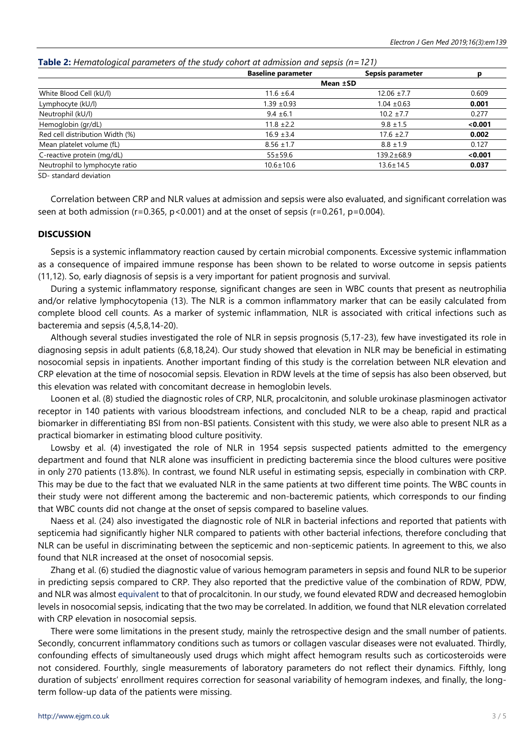**Table 2:** *Hematological parameters of the study cohort at admission and sepsis (n=121)*

| | Baseline parameter | Sepsis parameter | p |
|---|---|---|---|
| | Mean ±SD | | |
| White Blood Cell (kU/l) | 11.6 ±6.4 | 12.06 ±7.7 | 0.609 |
| Lymphocyte (kU/l) | 1.39 ±0.93 | 1.04 ±0.63 | **0.001** |
| Neutrophil (kU/l) | 9.4 ±6.1 | 10.2 ±7.7 | 0.277 |
| Hemoglobin (gr/dL) | 11.8 ±2.2 | 9.8 ±1.5 | **<0.001** |
| Red cell distribution Width (%) | 16.9 ±3.4 | 17.6 ±2.7 | **0.002** |
| Mean platelet volume (fL) | 8.56 ±1.7 | 8.8 ±1.9 | 0.127 |
| C-reactive protein (mg/dL) | 55±59.6 | 139.2±68.9 | **<0.001** |
| Neutrophil to lymphocyte ratio | 10.6±10.6 | 13.6±14.5 | **0.037** |

SD- standard deviation

Correlation between CRP and NLR values at admission and sepsis were also evaluated, and significant correlation was seen at both admission ($r=0.365$, $p<0.001$) and at the onset of sepsis ($r=0.261$, $p=0.004$).

## DISCUSSION

Sepsis is a systemic inflammatory reaction caused by certain microbial components. Excessive systemic inflammation as a consequence of impaired immune response has been shown to be related to worse outcome in sepsis patients (11,12). So, early diagnosis of sepsis is a very important for patient prognosis and survival.

During a systemic inflammatory response, significant changes are seen in WBC counts that present as neutrophilia and/or relative lymphocytopenia (13). The NLR is a common inflammatory marker that can be easily calculated from complete blood cell counts. As a marker of systemic inflammation, NLR is associated with critical infections such as bacteremia and sepsis (4,5,8,14-20).

Although several studies investigated the role of NLR in sepsis prognosis (5,17-23), few have investigated its role in diagnosing sepsis in adult patients (6,8,18,24). Our study showed that elevation in NLR may be beneficial in estimating nosocomial sepsis in inpatients. Another important finding of this study is the correlation between NLR elevation and CRP elevation at the time of nosocomial sepsis. Elevation in RDW levels at the time of sepsis has also been observed, but this elevation was related with concomitant decrease in hemoglobin levels.

Loonen et al. (8) studied the diagnostic roles of CRP, NLR, procalcitonin, and soluble urokinase plasminogen activator receptor in 140 patients with various bloodstream infections, and concluded NLR to be a cheap, rapid and practical biomarker in differentiating BSI from non-BSI patients. Consistent with this study, we were also able to present NLR as a practical biomarker in estimating blood culture positivity.

Lowsby et al. (4) investigated the role of NLR in 1954 sepsis suspected patients admitted to the emergency department and found that NLR alone was insufficient in predicting bacteremia since the blood cultures were positive in only 270 patients (13.8%). In contrast, we found NLR useful in estimating sepsis, especially in combination with CRP. This may be due to the fact that we evaluated NLR in the same patients at two different time points. The WBC counts in their study were not different among the bacteremic and non-bacteremic patients, which corresponds to our finding that WBC counts did not change at the onset of sepsis compared to baseline values.

Naess et al. (24) also investigated the diagnostic role of NLR in bacterial infections and reported that patients with septicemia had significantly higher NLR compared to patients with other bacterial infections, therefore concluding that NLR can be useful in discriminating between the septicemic and non-septicemic patients. In agreement to this, we also found that NLR increased at the onset of nosocomial sepsis.

Zhang et al. (6) studied the diagnostic value of various hemogram parameters in sepsis and found NLR to be superior in predicting sepsis compared to CRP. They also reported that the predictive value of the combination of RDW, PDW, and NLR was almost equivalent to that of procalcitonin. In our study, we found elevated RDW and decreased hemoglobin levels in nosocomial sepsis, indicating that the two may be correlated. In addition, we found that NLR elevation correlated with CRP elevation in nosocomial sepsis.

There were some limitations in the present study, mainly the retrospective design and the small number of patients. Secondly, concurrent inflammatory conditions such as tumors or collagen vascular diseases were not evaluated. Thirdly, confounding effects of simultaneously used drugs which might affect hemogram results such as corticosteroids were not considered. Fourthly, single measurements of laboratory parameters do not reflect their dynamics. Fifthly, long duration of subjects' enrollment requires correction for seasonal variability of hemogram indexes, and finally, the long-term follow-up data of the patients were missing.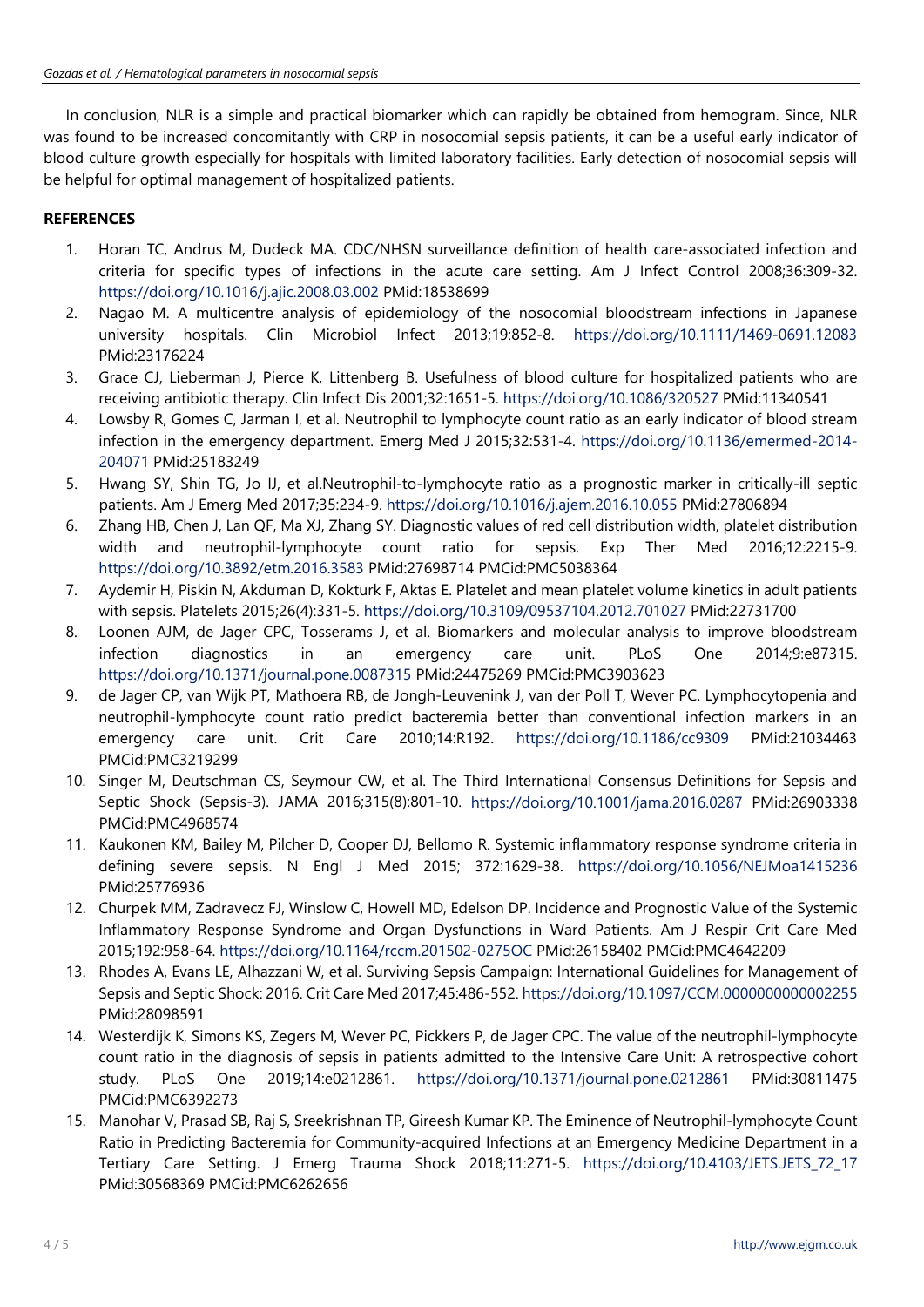In conclusion, NLR is a simple and practical biomarker which can rapidly be obtained from hemogram. Since, NLR was found to be increased concomitantly with CRP in nosocomial sepsis patients, it can be a useful early indicator of blood culture growth especially for hospitals with limited laboratory facilities. Early detection of nosocomial sepsis will be helpful for optimal management of hospitalized patients.

## REFERENCES

1. Horan TC, Andrus M, Dudeck MA. CDC/NHSN surveillance definition of health care-associated infection and criteria for specific types of infections in the acute care setting. Am J Infect Control 2008;36:309-32. https://doi.org/10.1016/j.ajic.2008.03.002 PMid:18538699
2. Nagao M. A multicentre analysis of epidemiology of the nosocomial bloodstream infections in Japanese university hospitals. Clin Microbiol Infect 2013;19:852-8. https://doi.org/10.1111/1469-0691.12083 PMid:23176224
3. Grace CJ, Lieberman J, Pierce K, Littenberg B. Usefulness of blood culture for hospitalized patients who are receiving antibiotic therapy. Clin Infect Dis 2001;32:1651-5. https://doi.org/10.1086/320527 PMid:11340541
4. Lowsby R, Gomes C, Jarman I, et al. Neutrophil to lymphocyte count ratio as an early indicator of blood stream infection in the emergency department. Emerg Med J 2015;32:531-4. https://doi.org/10.1136/emermed-2014-204071 PMid:25183249
5. Hwang SY, Shin TG, Jo IJ, et al.Neutrophil-to-lymphocyte ratio as a prognostic marker in critically-ill septic patients. Am J Emerg Med 2017;35:234-9. https://doi.org/10.1016/j.ajem.2016.10.055 PMid:27806894
6. Zhang HB, Chen J, Lan QF, Ma XJ, Zhang SY. Diagnostic values of red cell distribution width, platelet distribution width and neutrophil-lymphocyte count ratio for sepsis. Exp Ther Med 2016;12:2215-9. https://doi.org/10.3892/etm.2016.3583 PMid:27698714 PMCid:PMC5038364
7. Aydemir H, Piskin N, Akduman D, Kokturk F, Aktas E. Platelet and mean platelet volume kinetics in adult patients with sepsis. Platelets 2015;26(4):331-5. https://doi.org/10.3109/09537104.2012.701027 PMid:22731700
8. Loonen AJM, de Jager CPC, Tosserams J, et al. Biomarkers and molecular analysis to improve bloodstream infection diagnostics in an emergency care unit. PLoS One 2014;9:e87315. https://doi.org/10.1371/journal.pone.0087315 PMid:24475269 PMCid:PMC3903623
9. de Jager CP, van Wijk PT, Mathoera RB, de Jongh-Leuvenink J, van der Poll T, Wever PC. Lymphocytopenia and neutrophil-lymphocyte count ratio predict bacteremia better than conventional infection markers in an emergency care unit. Crit Care 2010;14:R192. https://doi.org/10.1186/cc9309 PMid:21034463 PMCid:PMC3219299
10. Singer M, Deutschman CS, Seymour CW, et al. The Third International Consensus Definitions for Sepsis and Septic Shock (Sepsis-3). JAMA 2016;315(8):801-10. https://doi.org/10.1001/jama.2016.0287 PMid:26903338 PMCid:PMC4968574
11. Kaukonen KM, Bailey M, Pilcher D, Cooper DJ, Bellomo R. Systemic inflammatory response syndrome criteria in defining severe sepsis. N Engl J Med 2015; 372:1629-38. https://doi.org/10.1056/NEJMoa1415236 PMid:25776936
12. Churpek MM, Zadravecz FJ, Winslow C, Howell MD, Edelson DP. Incidence and Prognostic Value of the Systemic Inflammatory Response Syndrome and Organ Dysfunctions in Ward Patients. Am J Respir Crit Care Med 2015;192:958-64. https://doi.org/10.1164/rccm.201502-0275OC PMid:26158402 PMCid:PMC4642209
13. Rhodes A, Evans LE, Alhazzani W, et al. Surviving Sepsis Campaign: International Guidelines for Management of Sepsis and Septic Shock: 2016. Crit Care Med 2017;45:486-552. https://doi.org/10.1097/CCM.0000000000002255 PMid:28098591
14. Westerdijk K, Simons KS, Zegers M, Wever PC, Pickkers P, de Jager CPC. The value of the neutrophil-lymphocyte count ratio in the diagnosis of sepsis in patients admitted to the Intensive Care Unit: A retrospective cohort study. PLoS One 2019;14:e0212861. https://doi.org/10.1371/journal.pone.0212861 PMid:30811475 PMCid:PMC6392273
15. Manohar V, Prasad SB, Raj S, Sreekrishnan TP, Gireesh Kumar KP. The Eminence of Neutrophil-lymphocyte Count Ratio in Predicting Bacteremia for Community-acquired Infections at an Emergency Medicine Department in a Tertiary Care Setting. J Emerg Trauma Shock 2018;11:271-5. https://doi.org/10.4103/JETS.JETS_72_17 PMid:30568369 PMCid:PMC6262656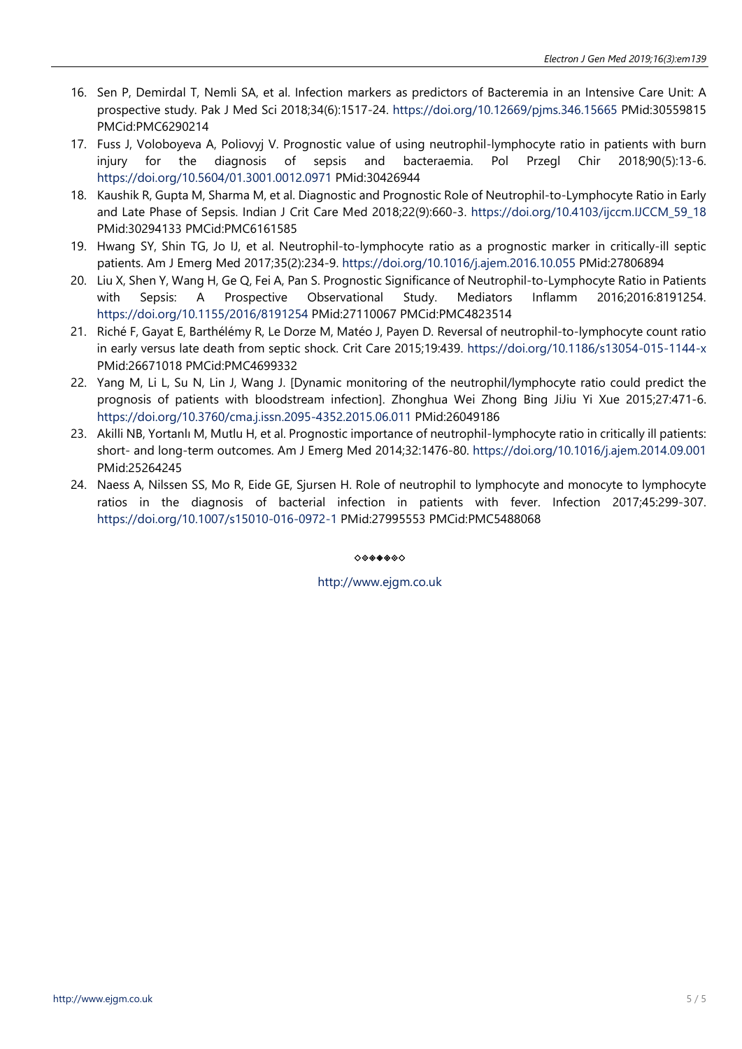16. Sen P, Demirdal T, Nemli SA, et al. Infection markers as predictors of Bacteremia in an Intensive Care Unit: A prospective study. Pak J Med Sci 2018;34(6):1517-24. https://doi.org/10.12669/pjms.346.15665 PMid:30559815 PMCid:PMC6290214
17. Fuss J, Voloboyeva A, Poliovyj V. Prognostic value of using neutrophil-lymphocyte ratio in patients with burn injury for the diagnosis of sepsis and bacteraemia. Pol Przegl Chir 2018;90(5):13-6. https://doi.org/10.5604/01.3001.0012.0971 PMid:30426944
18. Kaushik R, Gupta M, Sharma M, et al. Diagnostic and Prognostic Role of Neutrophil-to-Lymphocyte Ratio in Early and Late Phase of Sepsis. Indian J Crit Care Med 2018;22(9):660-3. https://doi.org/10.4103/ijccm.IJCCM_59_18 PMid:30294133 PMCid:PMC6161585
19. Hwang SY, Shin TG, Jo IJ, et al. Neutrophil-to-lymphocyte ratio as a prognostic marker in critically-ill septic patients. Am J Emerg Med 2017;35(2):234-9. https://doi.org/10.1016/j.ajem.2016.10.055 PMid:27806894
20. Liu X, Shen Y, Wang H, Ge Q, Fei A, Pan S. Prognostic Significance of Neutrophil-to-Lymphocyte Ratio in Patients with Sepsis: A Prospective Observational Study. Mediators Inflamm 2016;2016:8191254. https://doi.org/10.1155/2016/8191254 PMid:27110067 PMCid:PMC4823514
21. Riché F, Gayat E, Barthélémy R, Le Dorze M, Matéo J, Payen D. Reversal of neutrophil-to-lymphocyte count ratio in early versus late death from septic shock. Crit Care 2015;19:439. https://doi.org/10.1186/s13054-015-1144-x PMid:26671018 PMCid:PMC4699332
22. Yang M, Li L, Su N, Lin J, Wang J. [Dynamic monitoring of the neutrophil/lymphocyte ratio could predict the prognosis of patients with bloodstream infection]. Zhonghua Wei Zhong Bing JiJiu Yi Xue 2015;27:471-6. https://doi.org/10.3760/cma.j.issn.2095-4352.2015.06.011 PMid:26049186
23. Akilli NB, Yortanlı M, Mutlu H, et al. Prognostic importance of neutrophil-lymphocyte ratio in critically ill patients: short- and long-term outcomes. Am J Emerg Med 2014;32:1476-80. https://doi.org/10.1016/j.ajem.2014.09.001 PMid:25264245
24. Naess A, Nilssen SS, Mo R, Eide GE, Sjursen H. Role of neutrophil to lymphocyte and monocyte to lymphocyte ratios in the diagnosis of bacterial infection in patients with fever. Infection 2017;45:299-307. https://doi.org/10.1007/s15010-016-0972-1 PMid:27995553 PMCid:PMC5488068

◇◈◈◆◈◈◇

http://www.ejgm.co.uk